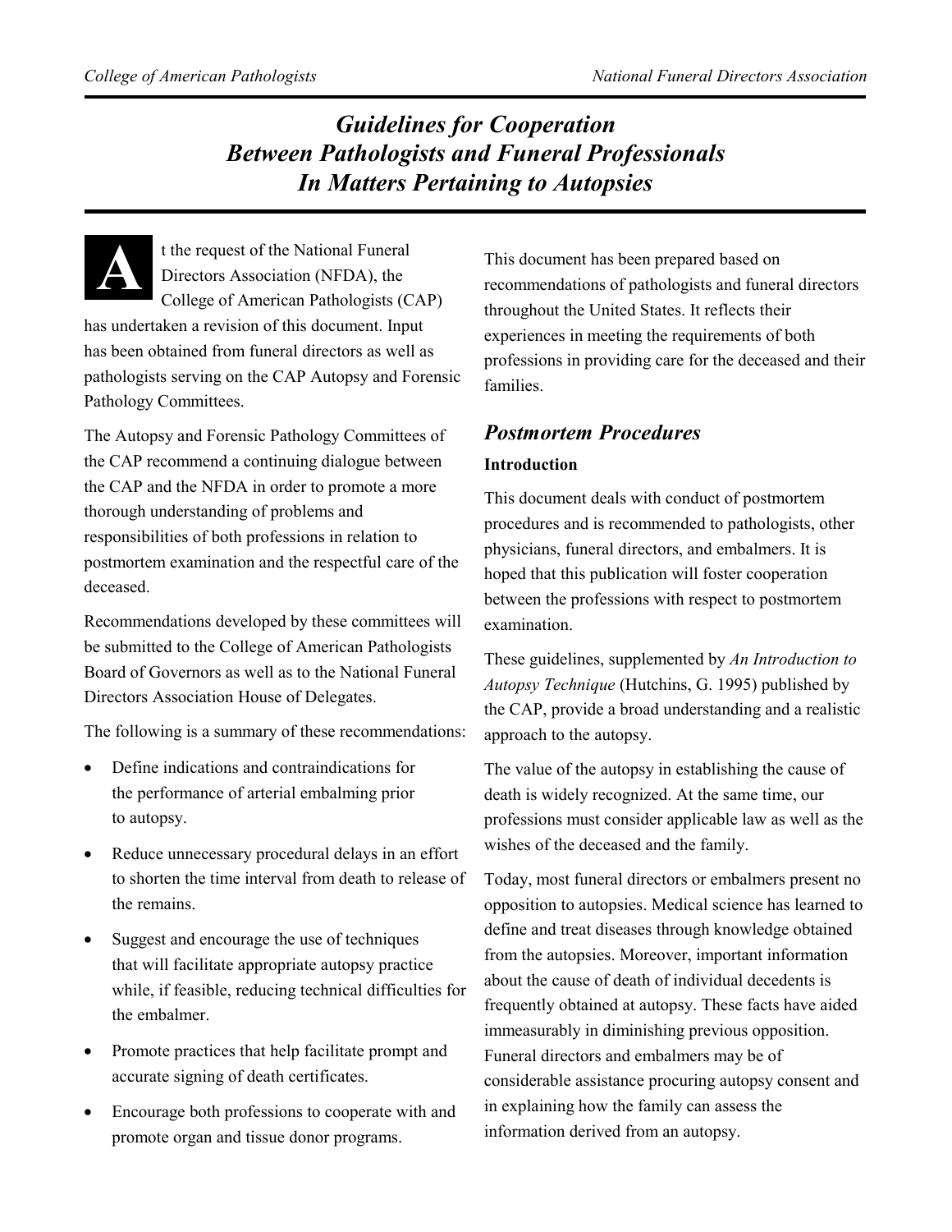# Guidelines for Cooperation Between Pathologists and Funeral Professionals In Matters Pertaining to Autopsies

At the request of the National Funeral Directors Association (NFDA), the College of American Pathologists (CAP) has undertaken a revision of this document. Input has been obtained from funeral directors as well as pathologists serving on the CAP Autopsy and Forensic Pathology Committees.

The Autopsy and Forensic Pathology Committees of the CAP recommend a continuing dialogue between the CAP and the NFDA in order to promote a more thorough understanding of problems and responsibilities of both professions in relation to postmortem examination and the respectful care of the deceased.

Recommendations developed by these committees will be submitted to the College of American Pathologists Board of Governors as well as to the National Funeral Directors Association House of Delegates.

The following is a summary of these recommendations:

- Define indications and contraindications for the performance of arterial embalming prior to autopsy.
- Reduce unnecessary procedural delays in an effort to shorten the time interval from death to release of the remains.
- Suggest and encourage the use of techniques that will facilitate appropriate autopsy practice while, if feasible, reducing technical difficulties for the embalmer.
- Promote practices that help facilitate prompt and accurate signing of death certificates.
- Encourage both professions to cooperate with and promote organ and tissue donor programs.

This document has been prepared based on recommendations of pathologists and funeral directors throughout the United States. It reflects their experiences in meeting the requirements of both professions in providing care for the deceased and their families.

## Postmortem Procedures

**Introduction**

This document deals with conduct of postmortem procedures and is recommended to pathologists, other physicians, funeral directors, and embalmers. It is hoped that this publication will foster cooperation between the professions with respect to postmortem examination.

These guidelines, supplemented by *An Introduction to Autopsy Technique* (Hutchins, G. 1995) published by the CAP, provide a broad understanding and a realistic approach to the autopsy.

The value of the autopsy in establishing the cause of death is widely recognized. At the same time, our professions must consider applicable law as well as the wishes of the deceased and the family.

Today, most funeral directors or embalmers present no opposition to autopsies. Medical science has learned to define and treat diseases through knowledge obtained from the autopsies. Moreover, important information about the cause of death of individual decedents is frequently obtained at autopsy. These facts have aided immeasurably in diminishing previous opposition. Funeral directors and embalmers may be of considerable assistance procuring autopsy consent and in explaining how the family can assess the information derived from an autopsy.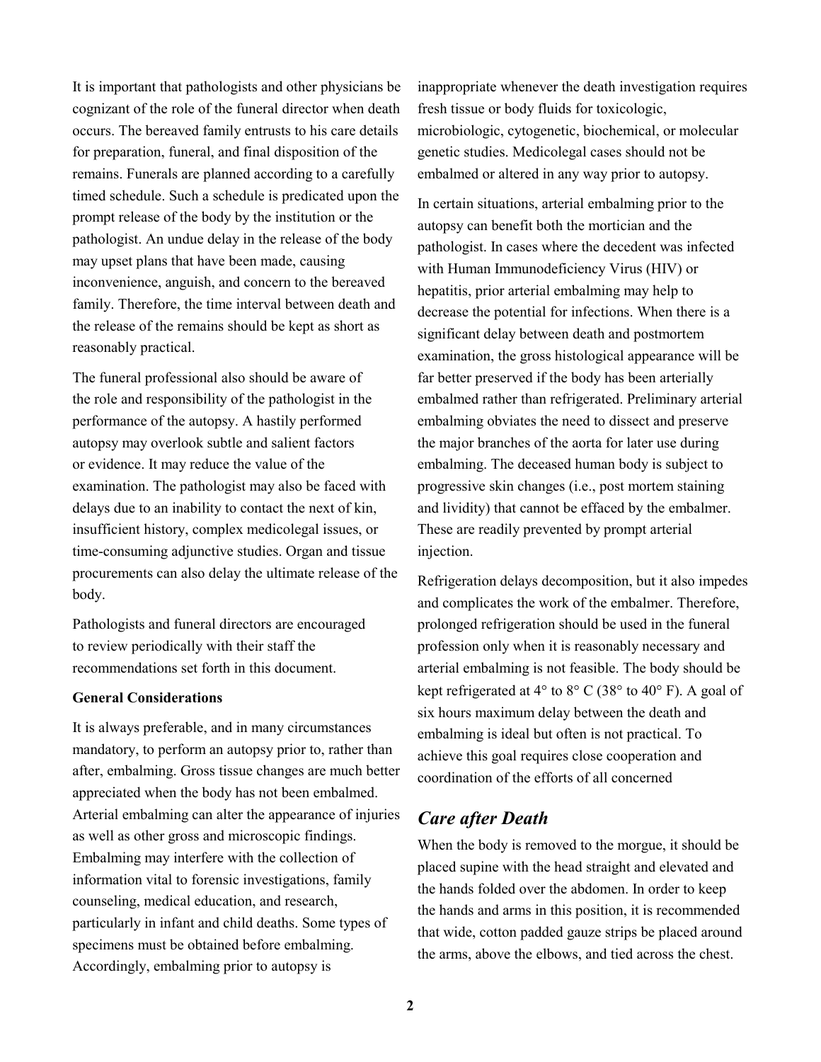It is important that pathologists and other physicians be cognizant of the role of the funeral director when death occurs. The bereaved family entrusts to his care details for preparation, funeral, and final disposition of the remains. Funerals are planned according to a carefully timed schedule. Such a schedule is predicated upon the prompt release of the body by the institution or the pathologist. An undue delay in the release of the body may upset plans that have been made, causing inconvenience, anguish, and concern to the bereaved family. Therefore, the time interval between death and the release of the remains should be kept as short as reasonably practical.

The funeral professional also should be aware of the role and responsibility of the pathologist in the performance of the autopsy. A hastily performed autopsy may overlook subtle and salient factors or evidence. It may reduce the value of the examination. The pathologist may also be faced with delays due to an inability to contact the next of kin, insufficient history, complex medicolegal issues, or time-consuming adjunctive studies. Organ and tissue procurements can also delay the ultimate release of the body.

Pathologists and funeral directors are encouraged to review periodically with their staff the recommendations set forth in this document.

**General Considerations**

It is always preferable, and in many circumstances mandatory, to perform an autopsy prior to, rather than after, embalming. Gross tissue changes are much better appreciated when the body has not been embalmed. Arterial embalming can alter the appearance of injuries as well as other gross and microscopic findings. Embalming may interfere with the collection of information vital to forensic investigations, family counseling, medical education, and research, particularly in infant and child deaths. Some types of specimens must be obtained before embalming. Accordingly, embalming prior to autopsy is inappropriate whenever the death investigation requires fresh tissue or body fluids for toxicologic, microbiologic, cytogenetic, biochemical, or molecular genetic studies. Medicolegal cases should not be embalmed or altered in any way prior to autopsy.

In certain situations, arterial embalming prior to the autopsy can benefit both the mortician and the pathologist. In cases where the decedent was infected with Human Immunodeficiency Virus (HIV) or hepatitis, prior arterial embalming may help to decrease the potential for infections. When there is a significant delay between death and postmortem examination, the gross histological appearance will be far better preserved if the body has been arterially embalmed rather than refrigerated. Preliminary arterial embalming obviates the need to dissect and preserve the major branches of the aorta for later use during embalming. The deceased human body is subject to progressive skin changes (i.e., post mortem staining and lividity) that cannot be effaced by the embalmer. These are readily prevented by prompt arterial injection.

Refrigeration delays decomposition, but it also impedes and complicates the work of the embalmer. Therefore, prolonged refrigeration should be used in the funeral profession only when it is reasonably necessary and arterial embalming is not feasible. The body should be kept refrigerated at 4° to 8° C (38° to 40° F). A goal of six hours maximum delay between the death and embalming is ideal but often is not practical. To achieve this goal requires close cooperation and coordination of the efforts of all concerned

## *Care after Death*

When the body is removed to the morgue, it should be placed supine with the head straight and elevated and the hands folded over the abdomen. In order to keep the hands and arms in this position, it is recommended that wide, cotton padded gauze strips be placed around the arms, above the elbows, and tied across the chest.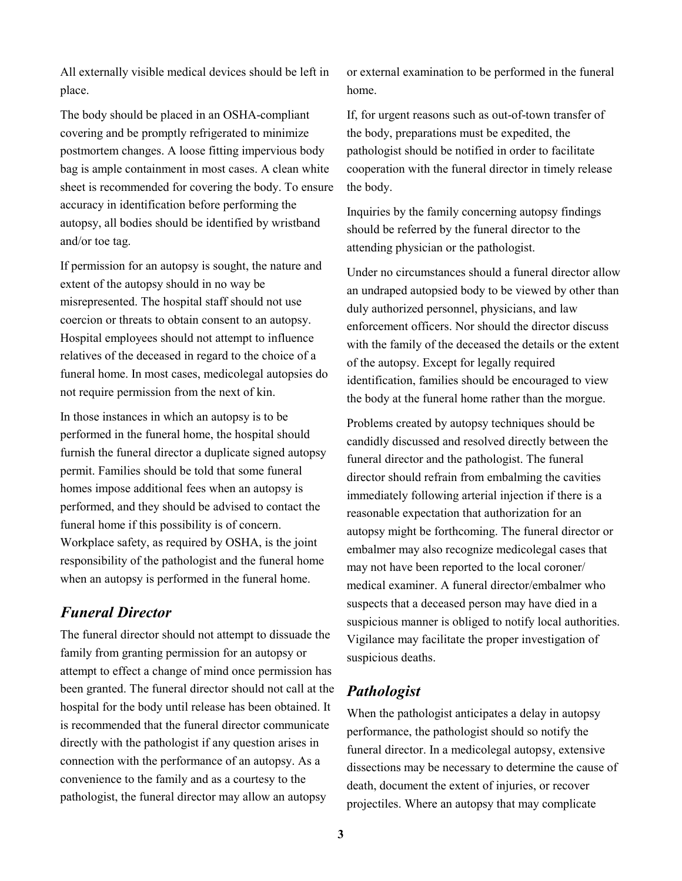All externally visible medical devices should be left in place.

The body should be placed in an OSHA-compliant covering and be promptly refrigerated to minimize postmortem changes. A loose fitting impervious body bag is ample containment in most cases. A clean white sheet is recommended for covering the body. To ensure accuracy in identification before performing the autopsy, all bodies should be identified by wristband and/or toe tag.

If permission for an autopsy is sought, the nature and extent of the autopsy should in no way be misrepresented. The hospital staff should not use coercion or threats to obtain consent to an autopsy. Hospital employees should not attempt to influence relatives of the deceased in regard to the choice of a funeral home. In most cases, medicolegal autopsies do not require permission from the next of kin.

In those instances in which an autopsy is to be performed in the funeral home, the hospital should furnish the funeral director a duplicate signed autopsy permit. Families should be told that some funeral homes impose additional fees when an autopsy is performed, and they should be advised to contact the funeral home if this possibility is of concern. Workplace safety, as required by OSHA, is the joint responsibility of the pathologist and the funeral home when an autopsy is performed in the funeral home.

## *Funeral Director*

The funeral director should not attempt to dissuade the family from granting permission for an autopsy or attempt to effect a change of mind once permission has been granted. The funeral director should not call at the hospital for the body until release has been obtained. It is recommended that the funeral director communicate directly with the pathologist if any question arises in connection with the performance of an autopsy. As a convenience to the family and as a courtesy to the pathologist, the funeral director may allow an autopsy or external examination to be performed in the funeral home.

If, for urgent reasons such as out-of-town transfer of the body, preparations must be expedited, the pathologist should be notified in order to facilitate cooperation with the funeral director in timely release the body.

Inquiries by the family concerning autopsy findings should be referred by the funeral director to the attending physician or the pathologist.

Under no circumstances should a funeral director allow an undraped autopsied body to be viewed by other than duly authorized personnel, physicians, and law enforcement officers. Nor should the director discuss with the family of the deceased the details or the extent of the autopsy. Except for legally required identification, families should be encouraged to view the body at the funeral home rather than the morgue.

Problems created by autopsy techniques should be candidly discussed and resolved directly between the funeral director and the pathologist. The funeral director should refrain from embalming the cavities immediately following arterial injection if there is a reasonable expectation that authorization for an autopsy might be forthcoming. The funeral director or embalmer may also recognize medicolegal cases that may not have been reported to the local coroner/medical examiner. A funeral director/embalmer who suspects that a deceased person may have died in a suspicious manner is obliged to notify local authorities. Vigilance may facilitate the proper investigation of suspicious deaths.

## *Pathologist*

When the pathologist anticipates a delay in autopsy performance, the pathologist should so notify the funeral director. In a medicolegal autopsy, extensive dissections may be necessary to determine the cause of death, document the extent of injuries, or recover projectiles. Where an autopsy that may complicate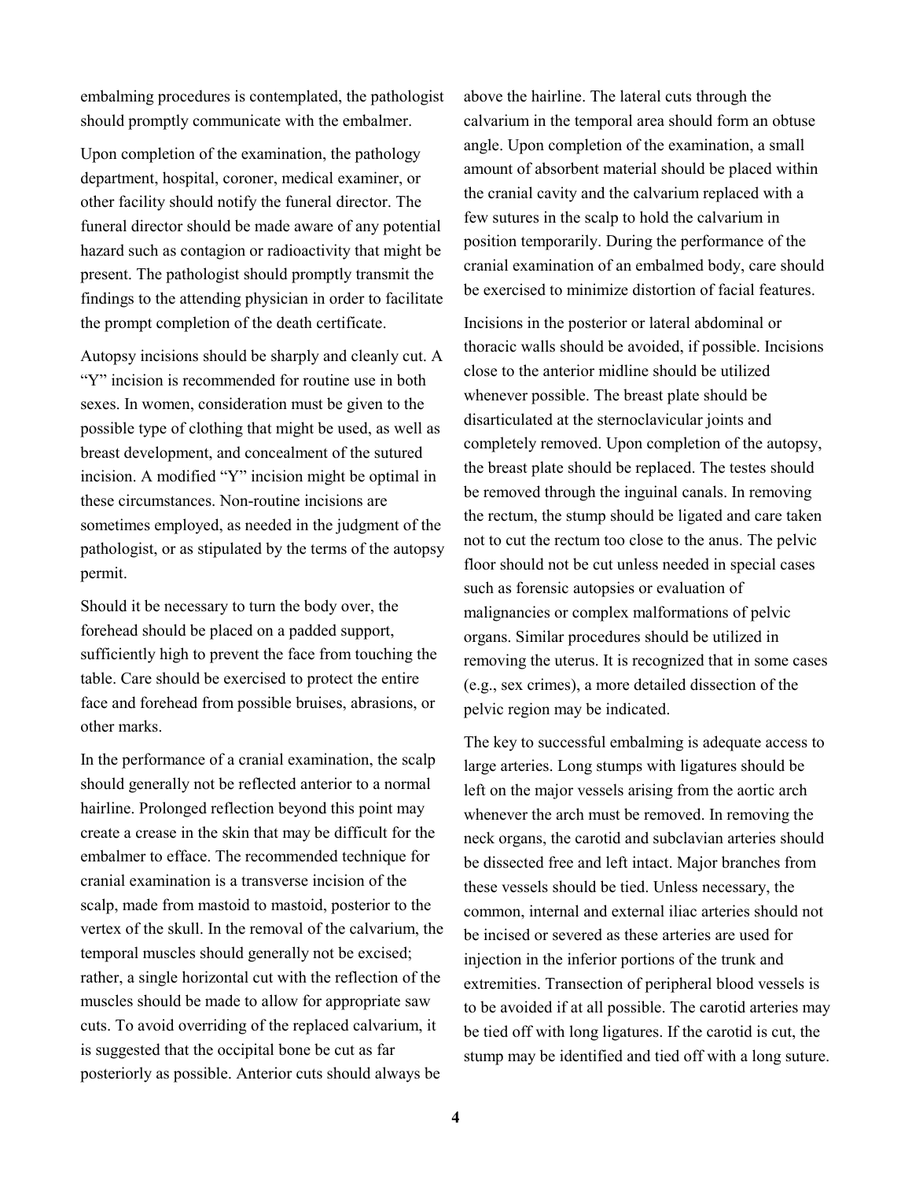embalming procedures is contemplated, the pathologist should promptly communicate with the embalmer.

Upon completion of the examination, the pathology department, hospital, coroner, medical examiner, or other facility should notify the funeral director. The funeral director should be made aware of any potential hazard such as contagion or radioactivity that might be present. The pathologist should promptly transmit the findings to the attending physician in order to facilitate the prompt completion of the death certificate.

Autopsy incisions should be sharply and cleanly cut. A "Y" incision is recommended for routine use in both sexes. In women, consideration must be given to the possible type of clothing that might be used, as well as breast development, and concealment of the sutured incision. A modified "Y" incision might be optimal in these circumstances. Non-routine incisions are sometimes employed, as needed in the judgment of the pathologist, or as stipulated by the terms of the autopsy permit.

Should it be necessary to turn the body over, the forehead should be placed on a padded support, sufficiently high to prevent the face from touching the table. Care should be exercised to protect the entire face and forehead from possible bruises, abrasions, or other marks.

In the performance of a cranial examination, the scalp should generally not be reflected anterior to a normal hairline. Prolonged reflection beyond this point may create a crease in the skin that may be difficult for the embalmer to efface. The recommended technique for cranial examination is a transverse incision of the scalp, made from mastoid to mastoid, posterior to the vertex of the skull. In the removal of the calvarium, the temporal muscles should generally not be excised; rather, a single horizontal cut with the reflection of the muscles should be made to allow for appropriate saw cuts. To avoid overriding of the replaced calvarium, it is suggested that the occipital bone be cut as far posteriorly as possible. Anterior cuts should always be above the hairline. The lateral cuts through the calvarium in the temporal area should form an obtuse angle. Upon completion of the examination, a small amount of absorbent material should be placed within the cranial cavity and the calvarium replaced with a few sutures in the scalp to hold the calvarium in position temporarily. During the performance of the cranial examination of an embalmed body, care should be exercised to minimize distortion of facial features.

Incisions in the posterior or lateral abdominal or thoracic walls should be avoided, if possible. Incisions close to the anterior midline should be utilized whenever possible. The breast plate should be disarticulated at the sternoclavicular joints and completely removed. Upon completion of the autopsy, the breast plate should be replaced. The testes should be removed through the inguinal canals. In removing the rectum, the stump should be ligated and care taken not to cut the rectum too close to the anus. The pelvic floor should not be cut unless needed in special cases such as forensic autopsies or evaluation of malignancies or complex malformations of pelvic organs. Similar procedures should be utilized in removing the uterus. It is recognized that in some cases (e.g., sex crimes), a more detailed dissection of the pelvic region may be indicated.

The key to successful embalming is adequate access to large arteries. Long stumps with ligatures should be left on the major vessels arising from the aortic arch whenever the arch must be removed. In removing the neck organs, the carotid and subclavian arteries should be dissected free and left intact. Major branches from these vessels should be tied. Unless necessary, the common, internal and external iliac arteries should not be incised or severed as these arteries are used for injection in the inferior portions of the trunk and extremities. Transection of peripheral blood vessels is to be avoided if at all possible. The carotid arteries may be tied off with long ligatures. If the carotid is cut, the stump may be identified and tied off with a long suture.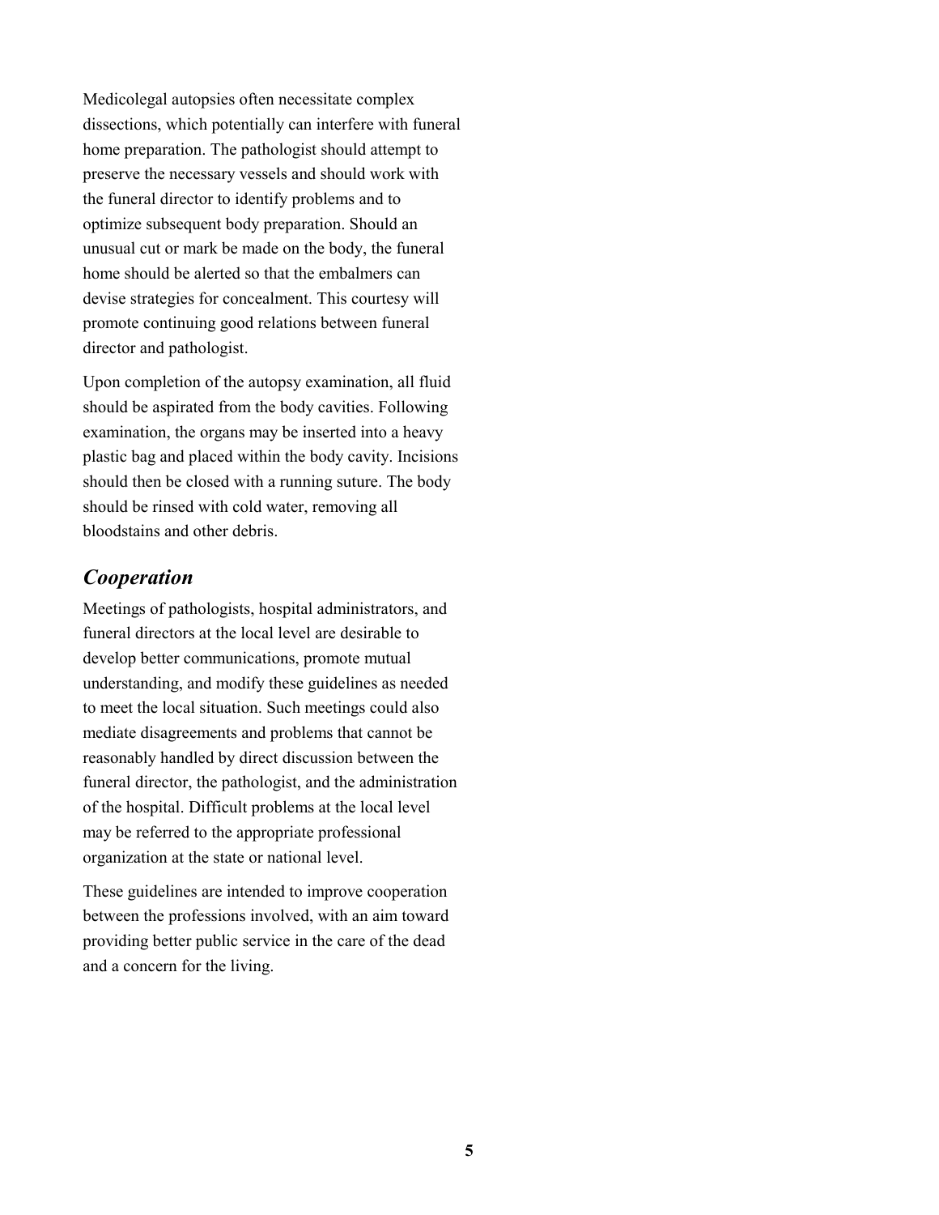Medicolegal autopsies often necessitate complex dissections, which potentially can interfere with funeral home preparation. The pathologist should attempt to preserve the necessary vessels and should work with the funeral director to identify problems and to optimize subsequent body preparation. Should an unusual cut or mark be made on the body, the funeral home should be alerted so that the embalmers can devise strategies for concealment. This courtesy will promote continuing good relations between funeral director and pathologist.

Upon completion of the autopsy examination, all fluid should be aspirated from the body cavities. Following examination, the organs may be inserted into a heavy plastic bag and placed within the body cavity. Incisions should then be closed with a running suture. The body should be rinsed with cold water, removing all bloodstains and other debris.

## *Cooperation*

Meetings of pathologists, hospital administrators, and funeral directors at the local level are desirable to develop better communications, promote mutual understanding, and modify these guidelines as needed to meet the local situation. Such meetings could also mediate disagreements and problems that cannot be reasonably handled by direct discussion between the funeral director, the pathologist, and the administration of the hospital. Difficult problems at the local level may be referred to the appropriate professional organization at the state or national level.

These guidelines are intended to improve cooperation between the professions involved, with an aim toward providing better public service in the care of the dead and a concern for the living.